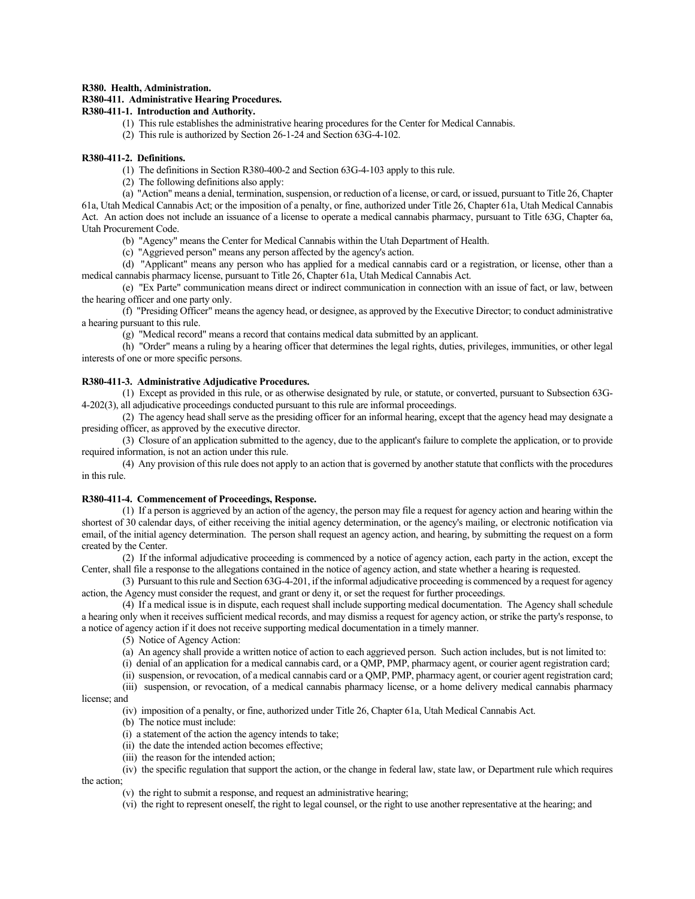**R380. Health, Administration.**

**R380-411. Administrative Hearing Procedures.**

**R380-411-1. Introduction and Authority.**

(1) This rule establishes the administrative hearing procedures for the Center for Medical Cannabis.

(2) This rule is authorized by Section 26-1-24 and Section 63G-4-102.

**R380-411-2. Definitions.**

(1) The definitions in Section R380-400-2 and Section 63G-4-103 apply to this rule.

(2) The following definitions also apply:

(a) "Action" means a denial, termination, suspension, or reduction of a license, or card, or issued, pursuant to Title 26, Chapter 61a, Utah Medical Cannabis Act; or the imposition of a penalty, or fine, authorized under Title 26, Chapter 61a, Utah Medical Cannabis Act. An action does not include an issuance of a license to operate a medical cannabis pharmacy, pursuant to Title 63G, Chapter 6a, Utah Procurement Code.

(b) "Agency" means the Center for Medical Cannabis within the Utah Department of Health.

(c) "Aggrieved person" means any person affected by the agency's action.

(d) "Applicant" means any person who has applied for a medical cannabis card or a registration, or license, other than a medical cannabis pharmacy license, pursuant to Title 26, Chapter 61a, Utah Medical Cannabis Act.

(e) "Ex Parte" communication means direct or indirect communication in connection with an issue of fact, or law, between the hearing officer and one party only.

(f) "Presiding Officer" means the agency head, or designee, as approved by the Executive Director; to conduct administrative a hearing pursuant to this rule.

(g) "Medical record" means a record that contains medical data submitted by an applicant.

(h) "Order" means a ruling by a hearing officer that determines the legal rights, duties, privileges, immunities, or other legal interests of one or more specific persons.

**R380-411-3. Administrative Adjudicative Procedures.**

(1) Except as provided in this rule, or as otherwise designated by rule, or statute, or converted, pursuant to Subsection 63G-4-202(3), all adjudicative proceedings conducted pursuant to this rule are informal proceedings.

(2) The agency head shall serve as the presiding officer for an informal hearing, except that the agency head may designate a presiding officer, as approved by the executive director.

(3) Closure of an application submitted to the agency, due to the applicant's failure to complete the application, or to provide required information, is not an action under this rule.

(4) Any provision of this rule does not apply to an action that is governed by another statute that conflicts with the procedures in this rule.

**R380-411-4. Commencement of Proceedings, Response.**

(1) If a person is aggrieved by an action of the agency, the person may file a request for agency action and hearing within the shortest of 30 calendar days, of either receiving the initial agency determination, or the agency's mailing, or electronic notification via email, of the initial agency determination. The person shall request an agency action, and hearing, by submitting the request on a form created by the Center.

(2) If the informal adjudicative proceeding is commenced by a notice of agency action, each party in the action, except the Center, shall file a response to the allegations contained in the notice of agency action, and state whether a hearing is requested.

(3) Pursuant to this rule and Section 63G-4-201, if the informal adjudicative proceeding is commenced by a request for agency action, the Agency must consider the request, and grant or deny it, or set the request for further proceedings.

(4) If a medical issue is in dispute, each request shall include supporting medical documentation. The Agency shall schedule a hearing only when it receives sufficient medical records, and may dismiss a request for agency action, or strike the party's response, to a notice of agency action if it does not receive supporting medical documentation in a timely manner.

(5) Notice of Agency Action:

(a) An agency shall provide a written notice of action to each aggrieved person. Such action includes, but is not limited to:

(i) denial of an application for a medical cannabis card, or a QMP, PMP, pharmacy agent, or courier agent registration card;

(ii) suspension, or revocation, of a medical cannabis card or a QMP, PMP, pharmacy agent, or courier agent registration card;

(iii) suspension, or revocation, of a medical cannabis pharmacy license, or a home delivery medical cannabis pharmacy license; and

(iv) imposition of a penalty, or fine, authorized under Title 26, Chapter 61a, Utah Medical Cannabis Act.

(b) The notice must include:

(i) a statement of the action the agency intends to take;

(ii) the date the intended action becomes effective;

(iii) the reason for the intended action;

(iv) the specific regulation that support the action, or the change in federal law, state law, or Department rule which requires the action;

(v) the right to submit a response, and request an administrative hearing;

(vi) the right to represent oneself, the right to legal counsel, or the right to use another representative at the hearing; and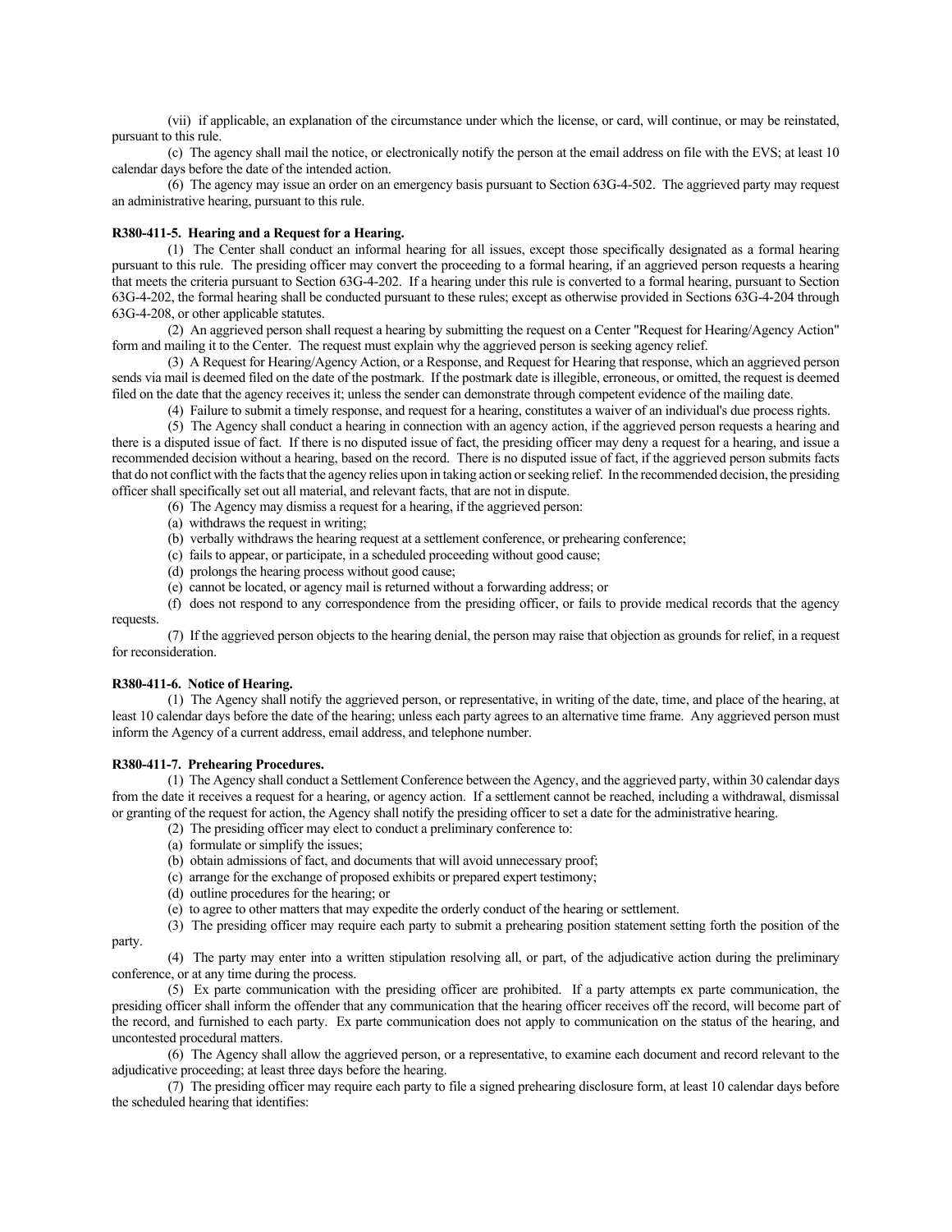(vii) if applicable, an explanation of the circumstance under which the license, or card, will continue, or may be reinstated, pursuant to this rule.

(c) The agency shall mail the notice, or electronically notify the person at the email address on file with the EVS; at least 10 calendar days before the date of the intended action.

(6) The agency may issue an order on an emergency basis pursuant to Section 63G-4-502. The aggrieved party may request an administrative hearing, pursuant to this rule.

**R380-411-5. Hearing and a Request for a Hearing.**

(1) The Center shall conduct an informal hearing for all issues, except those specifically designated as a formal hearing pursuant to this rule. The presiding officer may convert the proceeding to a formal hearing, if an aggrieved person requests a hearing that meets the criteria pursuant to Section 63G-4-202. If a hearing under this rule is converted to a formal hearing, pursuant to Section 63G-4-202, the formal hearing shall be conducted pursuant to these rules; except as otherwise provided in Sections 63G-4-204 through 63G-4-208, or other applicable statutes.

(2) An aggrieved person shall request a hearing by submitting the request on a Center "Request for Hearing/Agency Action" form and mailing it to the Center. The request must explain why the aggrieved person is seeking agency relief.

(3) A Request for Hearing/Agency Action, or a Response, and Request for Hearing that response, which an aggrieved person sends via mail is deemed filed on the date of the postmark. If the postmark date is illegible, erroneous, or omitted, the request is deemed filed on the date that the agency receives it; unless the sender can demonstrate through competent evidence of the mailing date.

(4) Failure to submit a timely response, and request for a hearing, constitutes a waiver of an individual's due process rights.

(5) The Agency shall conduct a hearing in connection with an agency action, if the aggrieved person requests a hearing and there is a disputed issue of fact. If there is no disputed issue of fact, the presiding officer may deny a request for a hearing, and issue a recommended decision without a hearing, based on the record. There is no disputed issue of fact, if the aggrieved person submits facts that do not conflict with the facts that the agency relies upon in taking action or seeking relief. In the recommended decision, the presiding officer shall specifically set out all material, and relevant facts, that are not in dispute.

(6) The Agency may dismiss a request for a hearing, if the aggrieved person:

(a) withdraws the request in writing;

(b) verbally withdraws the hearing request at a settlement conference, or prehearing conference;

(c) fails to appear, or participate, in a scheduled proceeding without good cause;

(d) prolongs the hearing process without good cause;

(e) cannot be located, or agency mail is returned without a forwarding address; or

(f) does not respond to any correspondence from the presiding officer, or fails to provide medical records that the agency requests.

(7) If the aggrieved person objects to the hearing denial, the person may raise that objection as grounds for relief, in a request for reconsideration.

**R380-411-6. Notice of Hearing.**

(1) The Agency shall notify the aggrieved person, or representative, in writing of the date, time, and place of the hearing, at least 10 calendar days before the date of the hearing; unless each party agrees to an alternative time frame. Any aggrieved person must inform the Agency of a current address, email address, and telephone number.

**R380-411-7. Prehearing Procedures.**

(1) The Agency shall conduct a Settlement Conference between the Agency, and the aggrieved party, within 30 calendar days from the date it receives a request for a hearing, or agency action. If a settlement cannot be reached, including a withdrawal, dismissal or granting of the request for action, the Agency shall notify the presiding officer to set a date for the administrative hearing.

(2) The presiding officer may elect to conduct a preliminary conference to:

(a) formulate or simplify the issues;

(b) obtain admissions of fact, and documents that will avoid unnecessary proof;

(c) arrange for the exchange of proposed exhibits or prepared expert testimony;

(d) outline procedures for the hearing; or

(e) to agree to other matters that may expedite the orderly conduct of the hearing or settlement.

(3) The presiding officer may require each party to submit a prehearing position statement setting forth the position of the party.

(4) The party may enter into a written stipulation resolving all, or part, of the adjudicative action during the preliminary conference, or at any time during the process.

(5) Ex parte communication with the presiding officer are prohibited. If a party attempts ex parte communication, the presiding officer shall inform the offender that any communication that the hearing officer receives off the record, will become part of the record, and furnished to each party. Ex parte communication does not apply to communication on the status of the hearing, and uncontested procedural matters.

(6) The Agency shall allow the aggrieved person, or a representative, to examine each document and record relevant to the adjudicative proceeding; at least three days before the hearing.

(7) The presiding officer may require each party to file a signed prehearing disclosure form, at least 10 calendar days before the scheduled hearing that identifies: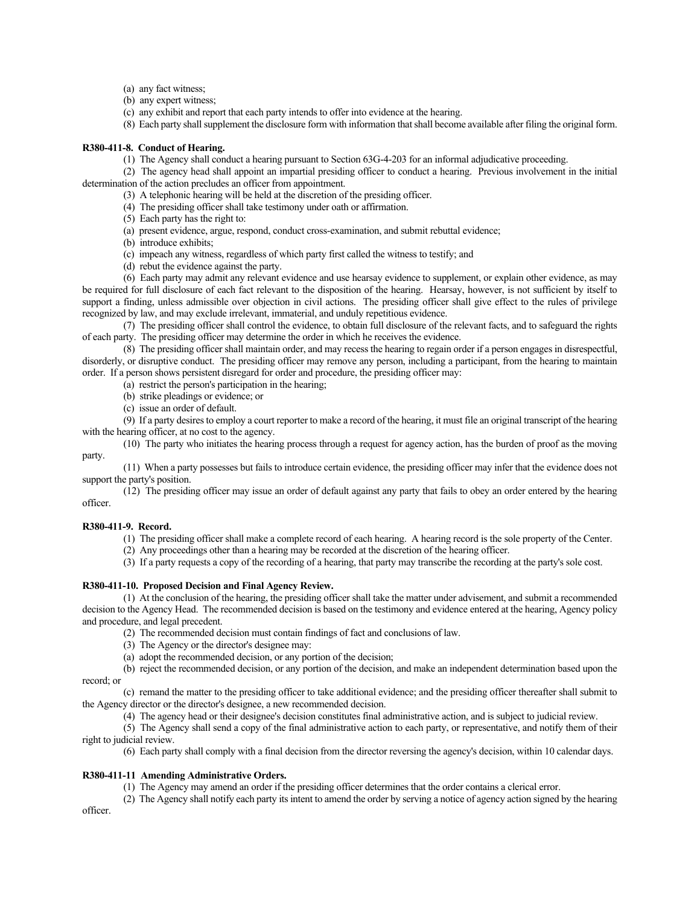(a) any fact witness;

(b) any expert witness;

(c) any exhibit and report that each party intends to offer into evidence at the hearing.

(8) Each party shall supplement the disclosure form with information that shall become available after filing the original form.

**R380-411-8. Conduct of Hearing.**

(1) The Agency shall conduct a hearing pursuant to Section 63G-4-203 for an informal adjudicative proceeding.

(2) The agency head shall appoint an impartial presiding officer to conduct a hearing. Previous involvement in the initial determination of the action precludes an officer from appointment.

(3) A telephonic hearing will be held at the discretion of the presiding officer.

(4) The presiding officer shall take testimony under oath or affirmation.

(5) Each party has the right to:

(a) present evidence, argue, respond, conduct cross-examination, and submit rebuttal evidence;

(b) introduce exhibits;

(c) impeach any witness, regardless of which party first called the witness to testify; and

(d) rebut the evidence against the party.

(6) Each party may admit any relevant evidence and use hearsay evidence to supplement, or explain other evidence, as may be required for full disclosure of each fact relevant to the disposition of the hearing. Hearsay, however, is not sufficient by itself to support a finding, unless admissible over objection in civil actions. The presiding officer shall give effect to the rules of privilege recognized by law, and may exclude irrelevant, immaterial, and unduly repetitious evidence.

(7) The presiding officer shall control the evidence, to obtain full disclosure of the relevant facts, and to safeguard the rights of each party. The presiding officer may determine the order in which he receives the evidence.

(8) The presiding officer shall maintain order, and may recess the hearing to regain order if a person engages in disrespectful, disorderly, or disruptive conduct. The presiding officer may remove any person, including a participant, from the hearing to maintain order. If a person shows persistent disregard for order and procedure, the presiding officer may:

(a) restrict the person's participation in the hearing;

(b) strike pleadings or evidence; or

(c) issue an order of default.

(9) If a party desires to employ a court reporter to make a record of the hearing, it must file an original transcript of the hearing with the hearing officer, at no cost to the agency.

(10) The party who initiates the hearing process through a request for agency action, has the burden of proof as the moving party.

(11) When a party possesses but fails to introduce certain evidence, the presiding officer may infer that the evidence does not support the party's position.

(12) The presiding officer may issue an order of default against any party that fails to obey an order entered by the hearing officer.

**R380-411-9. Record.**

(1) The presiding officer shall make a complete record of each hearing. A hearing record is the sole property of the Center.

(2) Any proceedings other than a hearing may be recorded at the discretion of the hearing officer.

(3) If a party requests a copy of the recording of a hearing, that party may transcribe the recording at the party's sole cost.

**R380-411-10. Proposed Decision and Final Agency Review.**

(1) At the conclusion of the hearing, the presiding officer shall take the matter under advisement, and submit a recommended decision to the Agency Head. The recommended decision is based on the testimony and evidence entered at the hearing, Agency policy and procedure, and legal precedent.

(2) The recommended decision must contain findings of fact and conclusions of law.

(3) The Agency or the director's designee may:

(a) adopt the recommended decision, or any portion of the decision;

(b) reject the recommended decision, or any portion of the decision, and make an independent determination based upon the record; or

(c) remand the matter to the presiding officer to take additional evidence; and the presiding officer thereafter shall submit to the Agency director or the director's designee, a new recommended decision.

(4) The agency head or their designee's decision constitutes final administrative action, and is subject to judicial review.

(5) The Agency shall send a copy of the final administrative action to each party, or representative, and notify them of their right to judicial review.

(6) Each party shall comply with a final decision from the director reversing the agency's decision, within 10 calendar days.

**R380-411-11 Amending Administrative Orders.**

(1) The Agency may amend an order if the presiding officer determines that the order contains a clerical error.

(2) The Agency shall notify each party its intent to amend the order by serving a notice of agency action signed by the hearing officer.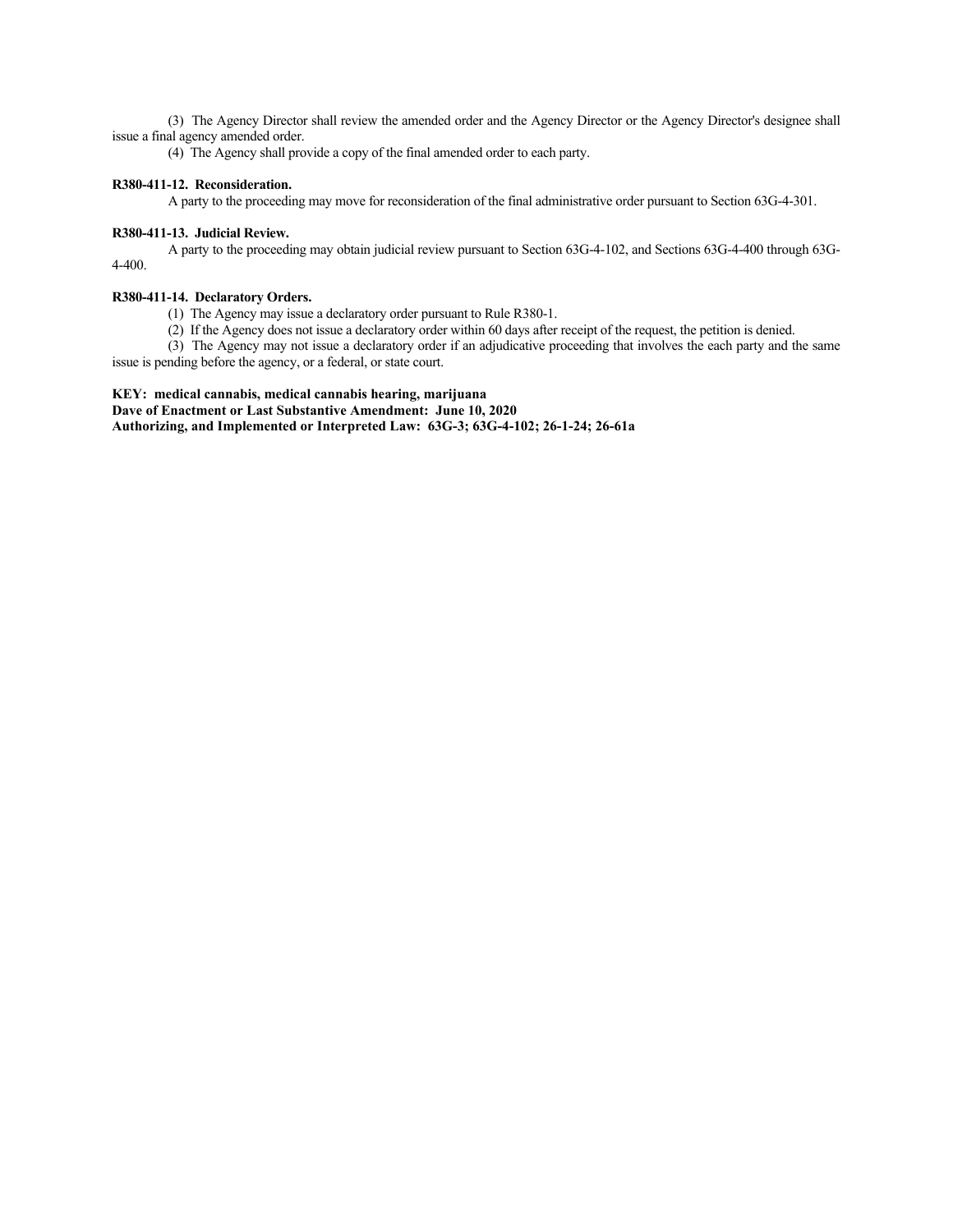(3) The Agency Director shall review the amended order and the Agency Director or the Agency Director's designee shall issue a final agency amended order.

(4) The Agency shall provide a copy of the final amended order to each party.

**R380-411-12. Reconsideration.**

A party to the proceeding may move for reconsideration of the final administrative order pursuant to Section 63G-4-301.

**R380-411-13. Judicial Review.**

A party to the proceeding may obtain judicial review pursuant to Section 63G-4-102, and Sections 63G-4-400 through 63G-4-400.

**R380-411-14. Declaratory Orders.**

(1) The Agency may issue a declaratory order pursuant to Rule R380-1.

(2) If the Agency does not issue a declaratory order within 60 days after receipt of the request, the petition is denied.

(3) The Agency may not issue a declaratory order if an adjudicative proceeding that involves the each party and the same issue is pending before the agency, or a federal, or state court.

**KEY: medical cannabis, medical cannabis hearing, marijuana**
**Dave of Enactment or Last Substantive Amendment: June 10, 2020**
**Authorizing, and Implemented or Interpreted Law: 63G-3; 63G-4-102; 26-1-24; 26-61a**